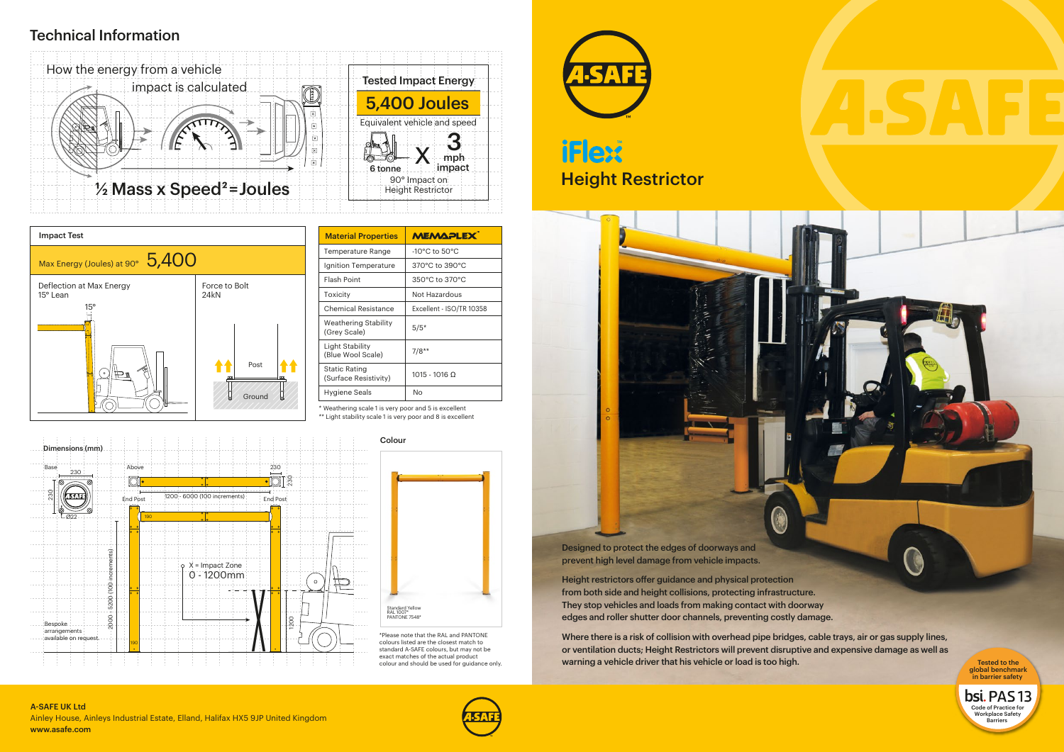# iFlex™ Height Restrictor

## Technical Information

### How the energy from a vehicle impact is calculated

½ Mass x Speed² = Joules

**Tested Impact Energy**

**5,400 Joules**

Equivalent vehicle and speed

6 tonne X 3 mph impact

90° Impact on Height Restrictor

### Impact Test

| Impact Test | |
|---|---|
| Max Energy (Joules) at 90° | 5,400 |
| Deflection at Max Energy: 15° Lean | Force to Bolt: 24kN |

| Material Properties | MEMAPLEX™ |
|---|---|
| Temperature Range | -10°C to 50°C |
| Ignition Temperature | 370°C to 390°C |
| Flash Point | 350°C to 370°C |
| Toxicity | Not Hazardous |
| Chemical Resistance | Excellent - ISO/TR 10358 |
| Weathering Stability (Grey Scale) | 5/5* |
| Light Stability (Blue Wool Scale) | 7/8** |
| Static Rating (Surface Resistivity) | 1015 - 1016 Ω |
| Hygiene Seals | No |

\* Weathering scale 1 is very poor and 5 is excellent

\*\* Light stability scale 1 is very poor and 8 is excellent

### Dimensions (mm)

Base: 230 x 230, Ø22

Above: 230, End Post, 1200 - 6000 (100 increments), End Post, 230

190

2000 - 5200 (100 increments)

X = Impact Zone 0 - 1200mm

1200

Bespoke arrangements available on request.

### Colour

Standard Yellow RAL 1007* PANTONE 7548*

*Please note that the RAL and PANTONE colours listed are the closest match to standard A-SAFE colours, but may not be exact matches of the actual product colour and should be used for guidance only.

Designed to protect the edges of doorways and prevent high level damage from vehicle impacts.

Height restrictors offer guidance and physical protection from both side and height collisions, protecting infrastructure. They stop vehicles and loads from making contact with doorway edges and roller shutter door channels, preventing costly damage.

Where there is a risk of collision with overhead pipe bridges, cable trays, air or gas supply lines, or ventilation ducts; Height Restrictors will prevent disruptive and expensive damage as well as warning a vehicle driver that his vehicle or load is too high.

Tested to the global benchmark in barrier safety — bsi. PAS 13 Code of Practice for Workplace Safety Barriers

**A-SAFE UK Ltd**

Ainley House, Ainleys Industrial Estate, Elland, Halifax HX5 9JP United Kingdom

**www.asafe.com**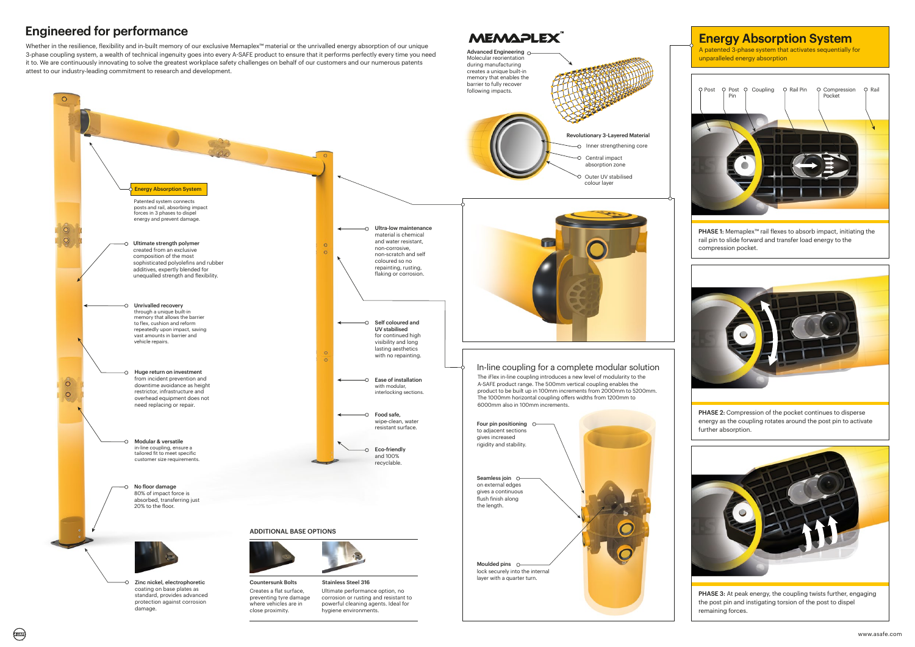# Engineered for performance

Whether in the resilience, flexibility and in-built memory of our exclusive Memaplex™ material or the unrivalled energy absorption of our unique 3-phase coupling system, a wealth of technical ingenuity goes into every A-SAFE product to ensure that it performs perfectly every time you need it to. We are continuously innovating to solve the greatest workplace safety challenges on behalf of our customers and our numerous patents attest to our industry-leading commitment to research and development.

**Energy Absorption System**
Patented system connects posts and rail, absorbing impact forces in 3 phases to dispel energy and prevent damage.

**Ultimate strength polymer**
created from an exclusive composition of the most sophisticated polyolefins and rubber additives, expertly blended for unequalled strength and flexibility.

**Unrivalled recovery**
through a unique built-in memory that allows the barrier to flex, cushion and reform repeatedly upon impact, saving vast amounts in barrier and vehicle repairs.

**Huge return on investment**
from incident prevention and downtime avoidance as height restrictor, infrastructure and overhead equipment does not need replacing or repair.

**Modular & versatile**
in-line coupling, ensure a tailored fit to meet specific customer size requirements.

**No floor damage**
80% of impact force is absorbed, transferring just 20% to the floor.

**Zinc nickel, electrophoretic**
coating on base plates as standard, provides advanced protection against corrosion damage.

**Ultra-low maintenance**
material is chemical and water resistant, non-corrosive, non-scratch and self coloured so no repainting, rusting, flaking or corrosion.

**Self coloured and UV stabilised**
for continued high visibility and long lasting aesthetics with no repainting.

**Ease of installation**
with modular, interlocking sections.

**Food safe,**
wipe-clean, water resistant surface.

**Eco-friendly**
and 100% recyclable.

## ADDITIONAL BASE OPTIONS

**Countersunk Bolts**
Creates a flat surface, preventing tyre damage where vehicles are in close proximity.

**Stainless Steel 316**
Ultimate performance option, no corrosion or rusting and resistant to powerful cleaning agents. Ideal for hygiene environments.

## MEMAPLEX™

**Advanced Engineering**
Molecular reorientation during manufacturing creates a unique built-in memory that enables the barrier to fully recover following impacts.

**Revolutionary 3-Layered Material**
- Inner strengthening core
- Central impact absorption zone
- Outer UV stabilised colour layer

## In-line coupling for a complete modular solution

The iFlex in-line coupling introduces a new level of modularity to the A-SAFE product range. The 500mm vertical coupling enables the product to be built up in 100mm increments from 2000mm to 5200mm. The 1000mm horizontal coupling offers widths from 1200mm to 6000mm also in 100mm increments.

**Four pin positioning**
to adjacent sections gives increased rigidity and stability.

**Seamless join**
on external edges gives a continuous flush finish along the length.

**Moulded pins**
lock securely into the internal layer with a quarter turn.

## Energy Absorption System

A patented 3-phase system that activates sequentially for unparalleled energy absorption

Post | Post Pin | Coupling | Rail Pin | Compression Pocket | Rail

**PHASE 1:** Memaplex™ rail flexes to absorb impact, initiating the rail pin to slide forward and transfer load energy to the compression pocket.

**PHASE 2:** Compression of the pocket continues to disperse energy as the coupling rotates around the post pin to activate further absorption.

**PHASE 3:** At peak energy, the coupling twists further, engaging the post pin and instigating torsion of the post to dispel remaining forces.

www.asafe.com